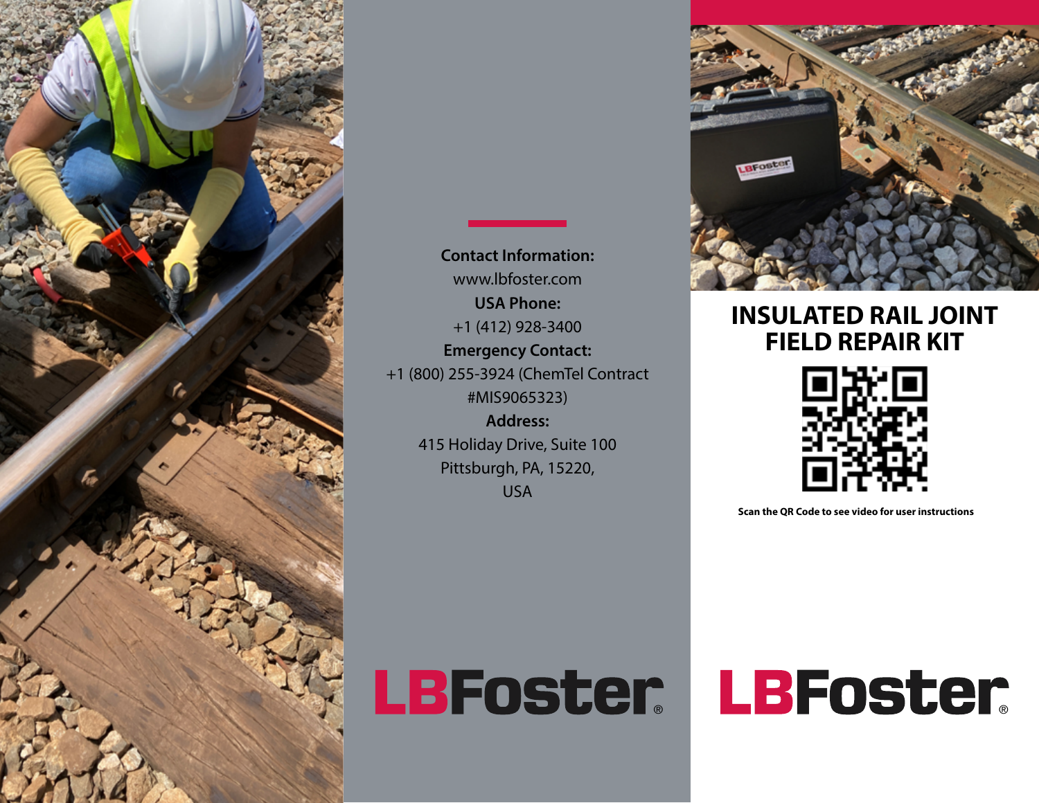**Contact Information:**
www.lbfoster.com
**USA Phone:**
+1 (412) 928-3400
**Emergency Contact:**
+1 (800) 255-3924 (ChemTel Contract #MIS9065323)
**Address:**
415 Holiday Drive, Suite 100
Pittsburgh, PA, 15220,
USA

LBFoster®

# INSULATED RAIL JOINT FIELD REPAIR KIT

**Scan the QR Code to see video for user instructions**

LBFoster®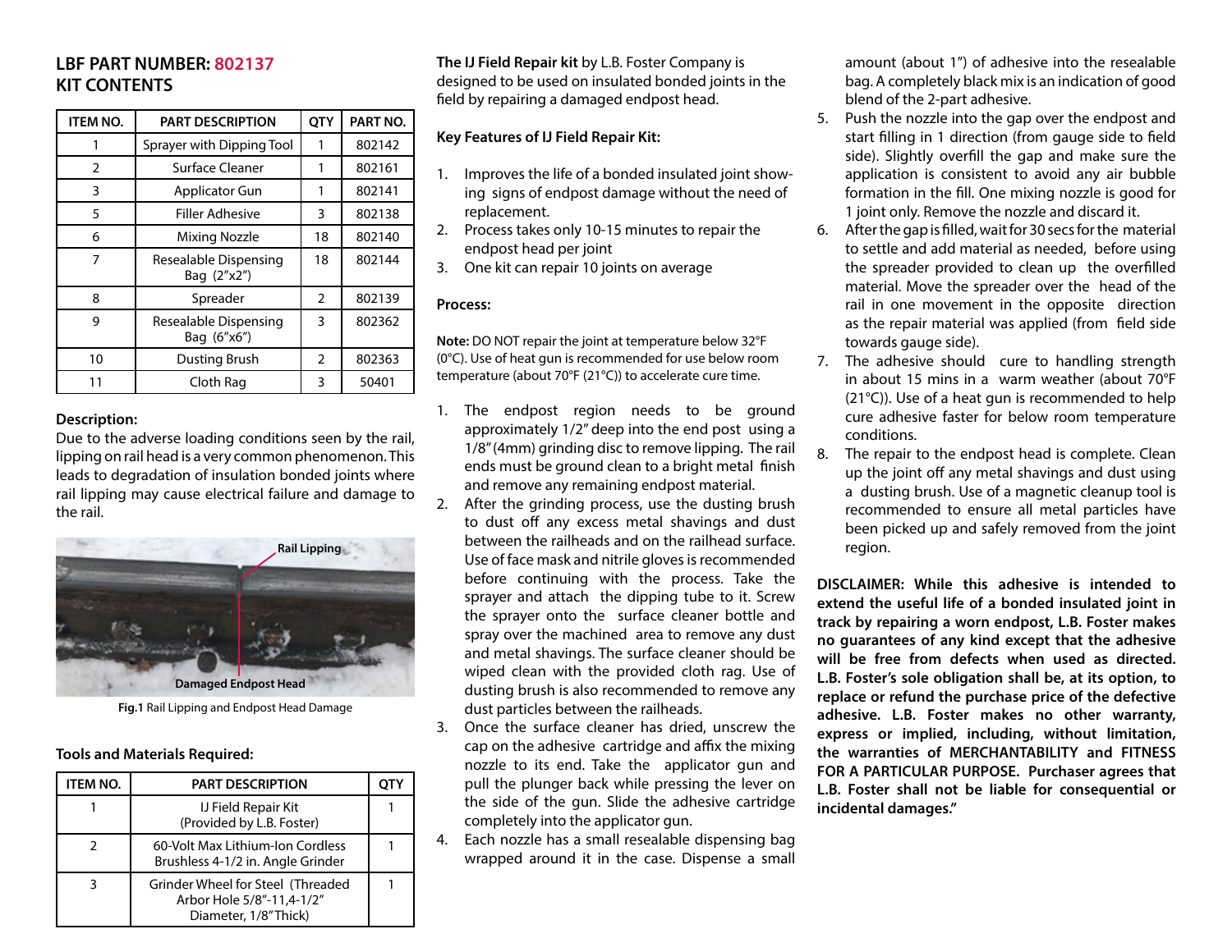## LBF PART NUMBER: 802137
## KIT CONTENTS

| ITEM NO. | PART DESCRIPTION | QTY | PART NO. |
|---|---|---|---|
| 1 | Sprayer with Dipping Tool | 1 | 802142 |
| 2 | Surface Cleaner | 1 | 802161 |
| 3 | Applicator Gun | 1 | 802141 |
| 5 | Filler Adhesive | 3 | 802138 |
| 6 | Mixing Nozzle | 18 | 802140 |
| 7 | Resealable Dispensing Bag (2"x2") | 18 | 802144 |
| 8 | Spreader | 2 | 802139 |
| 9 | Resealable Dispensing Bag (6"x6") | 3 | 802362 |
| 10 | Dusting Brush | 2 | 802363 |
| 11 | Cloth Rag | 3 | 50401 |

**Description:**

Due to the adverse loading conditions seen by the rail, lipping on rail head is a very common phenomenon. This leads to degradation of insulation bonded joints where rail lipping may cause electrical failure and damage to the rail.

Rail Lipping

Damaged Endpost Head

**Fig.1** Rail Lipping and Endpost Head Damage

**Tools and Materials Required:**

| ITEM NO. | PART DESCRIPTION | QTY |
|---|---|---|
| 1 | IJ Field Repair Kit (Provided by L.B. Foster) | 1 |
| 2 | 60-Volt Max Lithium-Ion Cordless Brushless 4-1/2 in. Angle Grinder | 1 |
| 3 | Grinder Wheel for Steel (Threaded Arbor Hole 5/8"-11,4-1/2" Diameter, 1/8" Thick) | 1 |

**The IJ Field Repair kit** by L.B. Foster Company is designed to be used on insulated bonded joints in the field by repairing a damaged endpost head.

**Key Features of IJ Field Repair Kit:**

1. Improves the life of a bonded insulated joint showing signs of endpost damage without the need of replacement.
2. Process takes only 10-15 minutes to repair the endpost head per joint
3. One kit can repair 10 joints on average

**Process:**

**Note:** DO NOT repair the joint at temperature below 32°F (0°C). Use of heat gun is recommended for use below room temperature (about 70°F (21°C)) to accelerate cure time.

1. The endpost region needs to be ground approximately 1/2" deep into the end post using a 1/8" (4mm) grinding disc to remove lipping. The rail ends must be ground clean to a bright metal finish and remove any remaining endpost material.
2. After the grinding process, use the dusting brush to dust off any excess metal shavings and dust between the railheads and on the railhead surface. Use of face mask and nitrile gloves is recommended before continuing with the process. Take the sprayer and attach the dipping tube to it. Screw the sprayer onto the surface cleaner bottle and spray over the machined area to remove any dust and metal shavings. The surface cleaner should be wiped clean with the provided cloth rag. Use of dusting brush is also recommended to remove any dust particles between the railheads.
3. Once the surface cleaner has dried, unscrew the cap on the adhesive cartridge and affix the mixing nozzle to its end. Take the applicator gun and pull the plunger back while pressing the lever on the side of the gun. Slide the adhesive cartridge completely into the applicator gun.
4. Each nozzle has a small resealable dispensing bag wrapped around it in the case. Dispense a small amount (about 1") of adhesive into the resealable bag. A completely black mix is an indication of good blend of the 2-part adhesive.
5. Push the nozzle into the gap over the endpost and start filling in 1 direction (from gauge side to field side). Slightly overfill the gap and make sure the application is consistent to avoid any air bubble formation in the fill. One mixing nozzle is good for 1 joint only. Remove the nozzle and discard it.
6. After the gap is filled, wait for 30 secs for the material to settle and add material as needed, before using the spreader provided to clean up the overfilled material. Move the spreader over the head of the rail in one movement in the opposite direction as the repair material was applied (from field side towards gauge side).
7. The adhesive should cure to handling strength in about 15 mins in a warm weather (about 70°F (21°C)). Use of a heat gun is recommended to help cure adhesive faster for below room temperature conditions.
8. The repair to the endpost head is complete. Clean up the joint off any metal shavings and dust using a dusting brush. Use of a magnetic cleanup tool is recommended to ensure all metal particles have been picked up and safely removed from the joint region.

**DISCLAIMER: While this adhesive is intended to extend the useful life of a bonded insulated joint in track by repairing a worn endpost, L.B. Foster makes no guarantees of any kind except that the adhesive will be free from defects when used as directed. L.B. Foster's sole obligation shall be, at its option, to replace or refund the purchase price of the defective adhesive. L.B. Foster makes no other warranty, express or implied, including, without limitation, the warranties of MERCHANTABILITY and FITNESS FOR A PARTICULAR PURPOSE. Purchaser agrees that L.B. Foster shall not be liable for consequential or incidental damages."**